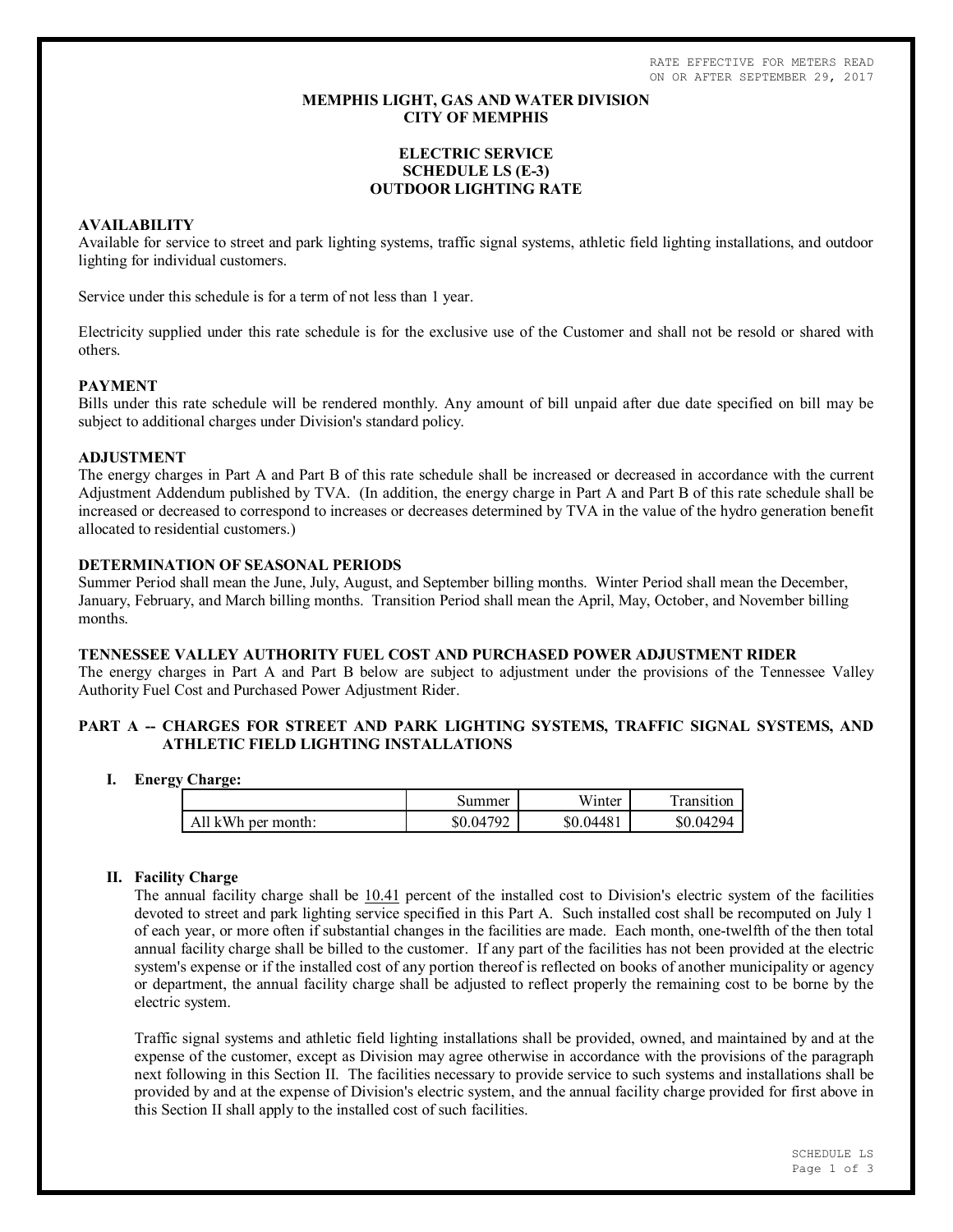RATE EFFECTIVE FOR METERS READ
ON OR AFTER SEPTEMBER 29, 2017

# MEMPHIS LIGHT, GAS AND WATER DIVISION
# CITY OF MEMPHIS

## ELECTRIC SERVICE
## SCHEDULE LS (E-3)
## OUTDOOR LIGHTING RATE

**AVAILABILITY**
Available for service to street and park lighting systems, traffic signal systems, athletic field lighting installations, and outdoor lighting for individual customers.

Service under this schedule is for a term of not less than 1 year.

Electricity supplied under this rate schedule is for the exclusive use of the Customer and shall not be resold or shared with others.

**PAYMENT**
Bills under this rate schedule will be rendered monthly. Any amount of bill unpaid after due date specified on bill may be subject to additional charges under Division's standard policy.

**ADJUSTMENT**
The energy charges in Part A and Part B of this rate schedule shall be increased or decreased in accordance with the current Adjustment Addendum published by TVA. (In addition, the energy charge in Part A and Part B of this rate schedule shall be increased or decreased to correspond to increases or decreases determined by TVA in the value of the hydro generation benefit allocated to residential customers.)

**DETERMINATION OF SEASONAL PERIODS**
Summer Period shall mean the June, July, August, and September billing months. Winter Period shall mean the December, January, February, and March billing months. Transition Period shall mean the April, May, October, and November billing months.

**TENNESSEE VALLEY AUTHORITY FUEL COST AND PURCHASED POWER ADJUSTMENT RIDER**
The energy charges in Part A and Part B below are subject to adjustment under the provisions of the Tennessee Valley Authority Fuel Cost and Purchased Power Adjustment Rider.

**PART A -- CHARGES FOR STREET AND PARK LIGHTING SYSTEMS, TRAFFIC SIGNAL SYSTEMS, AND ATHLETIC FIELD LIGHTING INSTALLATIONS**

**I. Energy Charge:**

| | Summer | Winter | Transition |
|---|---|---|---|
| All kWh per month: | $0.04792 | $0.04481 | $0.04294 |

**II. Facility Charge**

The annual facility charge shall be 10.41 percent of the installed cost to Division's electric system of the facilities devoted to street and park lighting service specified in this Part A. Such installed cost shall be recomputed on July 1 of each year, or more often if substantial changes in the facilities are made. Each month, one-twelfth of the then total annual facility charge shall be billed to the customer. If any part of the facilities has not been provided at the electric system's expense or if the installed cost of any portion thereof is reflected on books of another municipality or agency or department, the annual facility charge shall be adjusted to reflect properly the remaining cost to be borne by the electric system.

Traffic signal systems and athletic field lighting installations shall be provided, owned, and maintained by and at the expense of the customer, except as Division may agree otherwise in accordance with the provisions of the paragraph next following in this Section II. The facilities necessary to provide service to such systems and installations shall be provided by and at the expense of Division's electric system, and the annual facility charge provided for first above in this Section II shall apply to the installed cost of such facilities.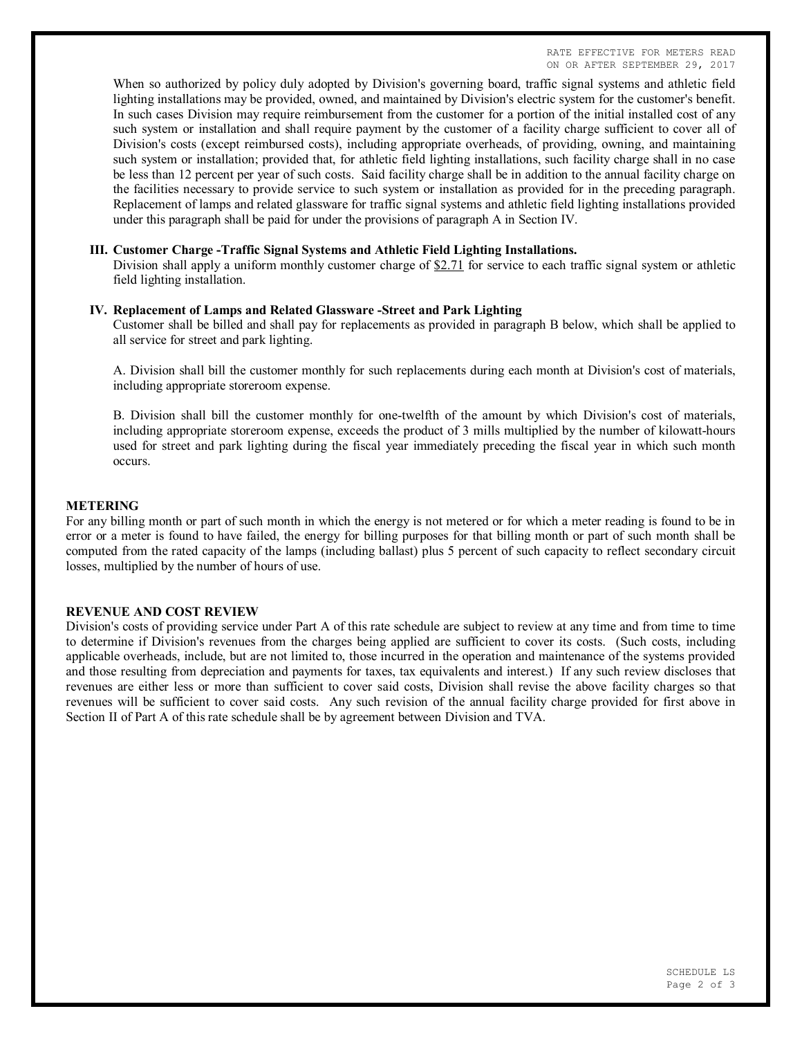When so authorized by policy duly adopted by Division's governing board, traffic signal systems and athletic field lighting installations may be provided, owned, and maintained by Division's electric system for the customer's benefit. In such cases Division may require reimbursement from the customer for a portion of the initial installed cost of any such system or installation and shall require payment by the customer of a facility charge sufficient to cover all of Division's costs (except reimbursed costs), including appropriate overheads, of providing, owning, and maintaining such system or installation; provided that, for athletic field lighting installations, such facility charge shall in no case be less than 12 percent per year of such costs. Said facility charge shall be in addition to the annual facility charge on the facilities necessary to provide service to such system or installation as provided for in the preceding paragraph. Replacement of lamps and related glassware for traffic signal systems and athletic field lighting installations provided under this paragraph shall be paid for under the provisions of paragraph A in Section IV.

**III. Customer Charge -Traffic Signal Systems and Athletic Field Lighting Installations.**

Division shall apply a uniform monthly customer charge of $2.71 for service to each traffic signal system or athletic field lighting installation.

**IV. Replacement of Lamps and Related Glassware -Street and Park Lighting**

Customer shall be billed and shall pay for replacements as provided in paragraph B below, which shall be applied to all service for street and park lighting.

A. Division shall bill the customer monthly for such replacements during each month at Division's cost of materials, including appropriate storeroom expense.

B. Division shall bill the customer monthly for one-twelfth of the amount by which Division's cost of materials, including appropriate storeroom expense, exceeds the product of 3 mills multiplied by the number of kilowatt-hours used for street and park lighting during the fiscal year immediately preceding the fiscal year in which such month occurs.

**METERING**

For any billing month or part of such month in which the energy is not metered or for which a meter reading is found to be in error or a meter is found to have failed, the energy for billing purposes for that billing month or part of such month shall be computed from the rated capacity of the lamps (including ballast) plus 5 percent of such capacity to reflect secondary circuit losses, multiplied by the number of hours of use.

**REVENUE AND COST REVIEW**

Division's costs of providing service under Part A of this rate schedule are subject to review at any time and from time to time to determine if Division's revenues from the charges being applied are sufficient to cover its costs. (Such costs, including applicable overheads, include, but are not limited to, those incurred in the operation and maintenance of the systems provided and those resulting from depreciation and payments for taxes, tax equivalents and interest.) If any such review discloses that revenues are either less or more than sufficient to cover said costs, Division shall revise the above facility charges so that revenues will be sufficient to cover said costs. Any such revision of the annual facility charge provided for first above in Section II of Part A of this rate schedule shall be by agreement between Division and TVA.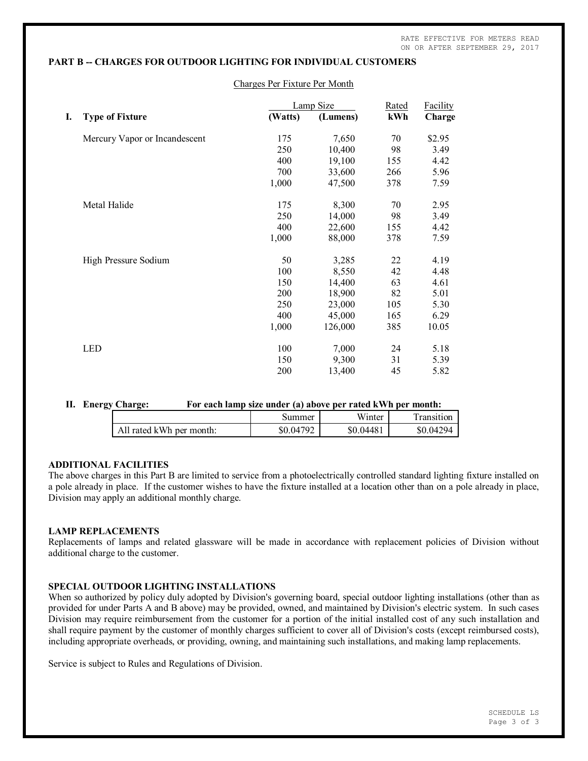RATE EFFECTIVE FOR METERS READ ON OR AFTER SEPTEMBER 29, 2017

**PART B -- CHARGES FOR OUTDOOR LIGHTING FOR INDIVIDUAL CUSTOMERS**

Charges Per Fixture Per Month

| I. Type of Fixture | Lamp Size (Watts) | Lamp Size (Lumens) | Rated kWh | Facility Charge |
|---|---|---|---|---|
| Mercury Vapor or Incandescent | 175 | 7,650 | 70 | $2.95 |
| | 250 | 10,400 | 98 | 3.49 |
| | 400 | 19,100 | 155 | 4.42 |
| | 700 | 33,600 | 266 | 5.96 |
| | 1,000 | 47,500 | 378 | 7.59 |
| Metal Halide | 175 | 8,300 | 70 | 2.95 |
| | 250 | 14,000 | 98 | 3.49 |
| | 400 | 22,600 | 155 | 4.42 |
| | 1,000 | 88,000 | 378 | 7.59 |
| High Pressure Sodium | 50 | 3,285 | 22 | 4.19 |
| | 100 | 8,550 | 42 | 4.48 |
| | 150 | 14,400 | 63 | 4.61 |
| | 200 | 18,900 | 82 | 5.01 |
| | 250 | 23,000 | 105 | 5.30 |
| | 400 | 45,000 | 165 | 6.29 |
| | 1,000 | 126,000 | 385 | 10.05 |
| LED | 100 | 7,000 | 24 | 5.18 |
| | 150 | 9,300 | 31 | 5.39 |
| | 200 | 13,400 | 45 | 5.82 |

**II. Energy Charge: For each lamp size under (a) above per rated kWh per month:**

| | Summer | Winter | Transition |
|---|---|---|---|
| All rated kWh per month: | $0.04792 | $0.04481 | $0.04294 |

**ADDITIONAL FACILITIES**

The above charges in this Part B are limited to service from a photoelectrically controlled standard lighting fixture installed on a pole already in place. If the customer wishes to have the fixture installed at a location other than on a pole already in place, Division may apply an additional monthly charge.

**LAMP REPLACEMENTS**

Replacements of lamps and related glassware will be made in accordance with replacement policies of Division without additional charge to the customer.

**SPECIAL OUTDOOR LIGHTING INSTALLATIONS**

When so authorized by policy duly adopted by Division's governing board, special outdoor lighting installations (other than as provided for under Parts A and B above) may be provided, owned, and maintained by Division's electric system. In such cases Division may require reimbursement from the customer for a portion of the initial installed cost of any such installation and shall require payment by the customer of monthly charges sufficient to cover all of Division's costs (except reimbursed costs), including appropriate overheads, or providing, owning, and maintaining such installations, and making lamp replacements.

Service is subject to Rules and Regulations of Division.

SCHEDULE LS